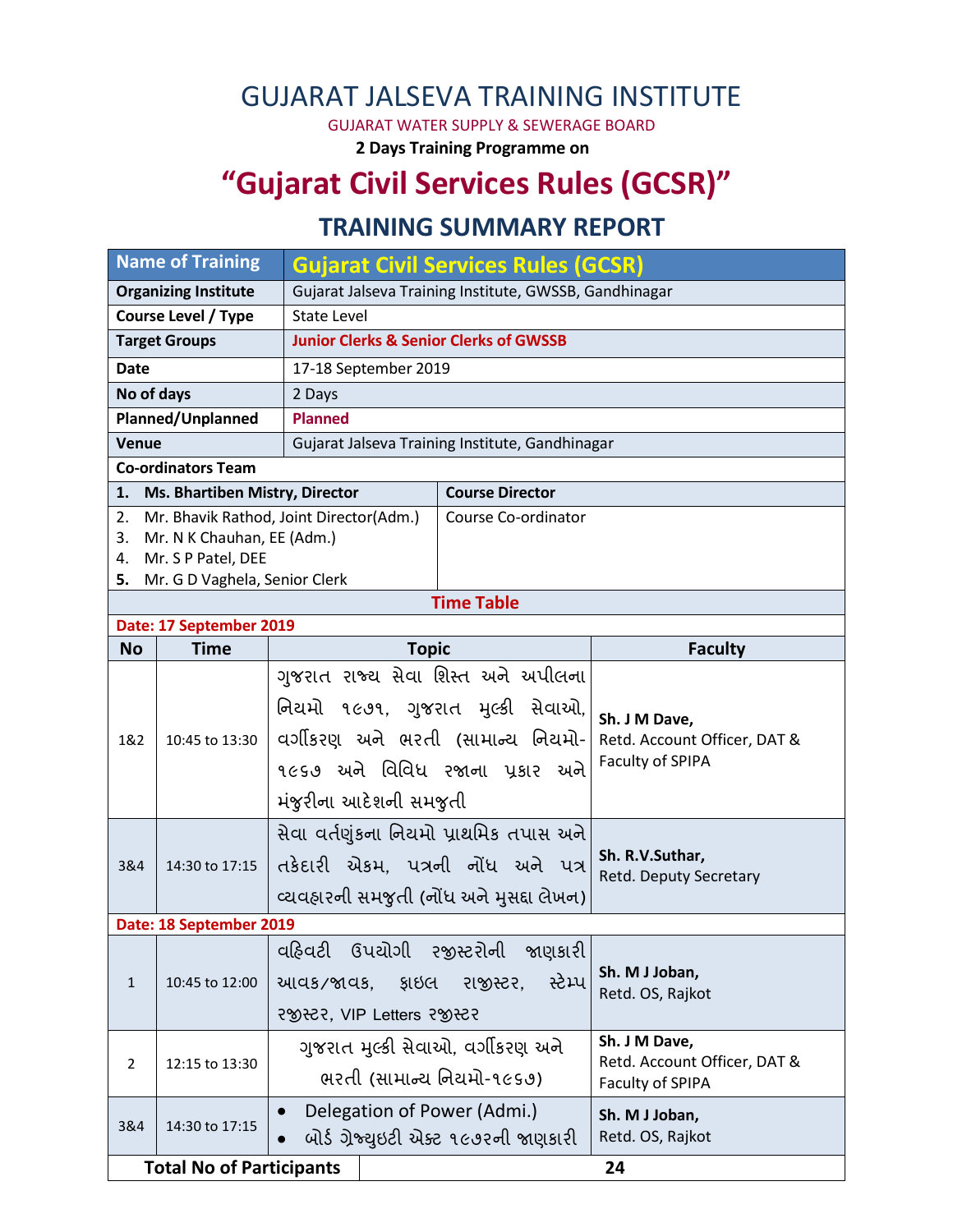# GUJARAT JALSEVA TRAINING INSTITUTE

GUJARAT WATER SUPPLY & SEWERAGE BOARD

**2 Days Training Programme on**

# "Gujarat Civil Services Rules (GCSR)"

## TRAINING SUMMARY REPORT

| Name of Training | Gujarat Civil Services Rules (GCSR) |
|---|---|
| **Organizing Institute** | Gujarat Jalseva Training Institute, GWSSB, Gandhinagar |
| **Course Level / Type** | State Level |
| **Target Groups** | **Junior Clerks & Senior Clerks of GWSSB** |
| **Date** | 17-18 September 2019 |
| **No of days** | 2 Days |
| **Planned/Unplanned** | **Planned** |
| **Venue** | Gujarat Jalseva Training Institute, Gandhinagar |

**Co-ordinators Team**

| Name | Role |
|---|---|
| 1. **Ms. Bhartiben Mistry, Director** | **Course Director** |
| 2. Mr. Bhavik Rathod, Joint Director(Adm.)<br>3. Mr. N K Chauhan, EE (Adm.)<br>4. Mr. S P Patel, DEE<br>5. Mr. G D Vaghela, Senior Clerk | Course Co-ordinator |

**Time Table**

**Date: 17 September 2019**

| No | Time | Topic | Faculty |
|---|---|---|---|
| 1&2 | 10:45 to 13:30 | ગુજરાત રાજ્ય સેવા શિસ્ત અને અપીલના નિયમો ૧૯૭૧, ગુજરાત મુલ્કી સેવાઓ, વર્ગીકરણ અને ભરતી (સામાન્ય નિયમો-૧૯૬૭ અને વિવિધ રજાના પ્રકાર અને મંજુરીના આદેશની સમજુતી | **Sh. J M Dave,**<br>Retd. Account Officer, DAT & Faculty of SPIPA |
| 3&4 | 14:30 to 17:15 | સેવા વર્તણુંકના નિયમો પ્રાથમિક તપાસ અને તકેદારી એકમ, પત્રની નોંધ અને પત્ર વ્યવહારની સમજુતી (નોંધ અને મુસદ્દા લેખન) | **Sh. R.V.Suthar,**<br>Retd. Deputy Secretary |

**Date: 18 September 2019**

| No | Time | Topic | Faculty |
|---|---|---|---|
| 1 | 10:45 to 12:00 | વહિવટી ઉપયોગી રજીસ્ટરોની જાણકારી આવક/જાવક, ફાઇલ રાજીસ્ટર, સ્ટેમ્પ રજીસ્ટર, VIP Letters રજીસ્ટર | **Sh. M J Joban,**<br>Retd. OS, Rajkot |
| 2 | 12:15 to 13:30 | ગુજરાત મુલ્કી સેવાઓ, વર્ગીકરણ અને ભરતી (સામાન્ય નિયમો-૧૯૬૭) | **Sh. J M Dave,**<br>Retd. Account Officer, DAT & Faculty of SPIPA |
| 3&4 | 14:30 to 17:15 | • Delegation of Power (Admi.)<br>• બોર્ડ ગ્રેજ્યુઇટી એક્ટ ૧૯૭૨ની જાણકારી | **Sh. M J Joban,**<br>Retd. OS, Rajkot |

| **Total No of Participants** | **24** |
|---|---|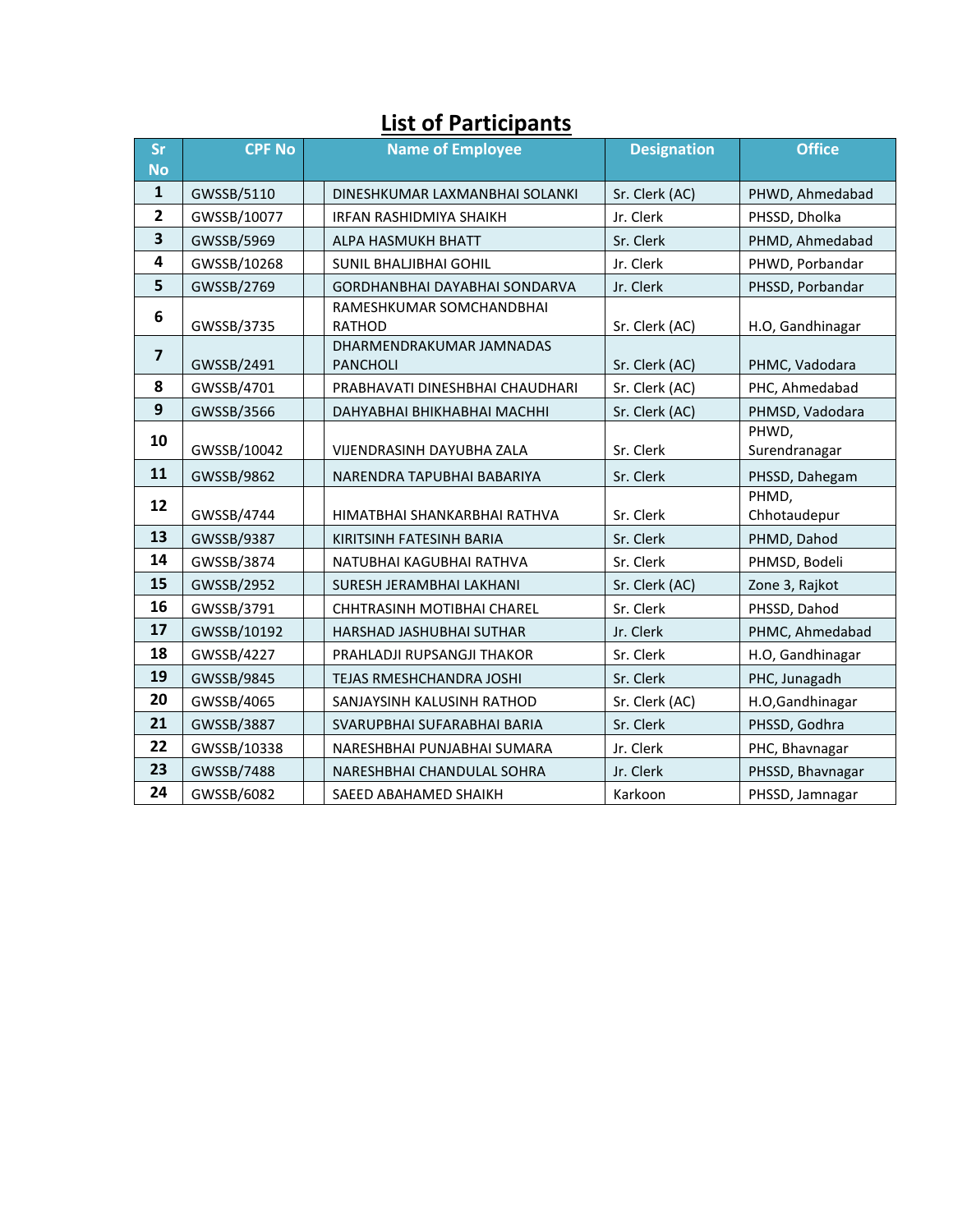# List of Participants

| Sr No | CPF No | Name of Employee | Designation | Office |
|---|---|---|---|---|
| 1 | GWSSB/5110 | DINESHKUMAR LAXMANBHAI SOLANKI | Sr. Clerk (AC) | PHWD, Ahmedabad |
| 2 | GWSSB/10077 | IRFAN RASHIDMIYA SHAIKH | Jr. Clerk | PHSSD, Dholka |
| 3 | GWSSB/5969 | ALPA HASMUKH BHATT | Sr. Clerk | PHMD, Ahmedabad |
| 4 | GWSSB/10268 | SUNIL BHALJIBHAI GOHIL | Jr. Clerk | PHWD, Porbandar |
| 5 | GWSSB/2769 | GORDHANBHAI DAYABHAI SONDARVA | Jr. Clerk | PHSSD, Porbandar |
| 6 | GWSSB/3735 | RAMESHKUMAR SOMCHANDBHAI RATHOD | Sr. Clerk (AC) | H.O, Gandhinagar |
| 7 | GWSSB/2491 | DHARMENDRAKUMAR JAMNADAS PANCHOLI | Sr. Clerk (AC) | PHMC, Vadodara |
| 8 | GWSSB/4701 | PRABHAVATI DINESHBHAI CHAUDHARI | Sr. Clerk (AC) | PHC, Ahmedabad |
| 9 | GWSSB/3566 | DAHYABHAI BHIKHABHAI MACHHI | Sr. Clerk (AC) | PHMSD, Vadodara |
| 10 | GWSSB/10042 | VIJENDRASINH DAYUBHA ZALA | Sr. Clerk | PHWD, Surendranagar |
| 11 | GWSSB/9862 | NARENDRA TAPUBHAI BABARIYA | Sr. Clerk | PHSSD, Dahegam |
| 12 | GWSSB/4744 | HIMATBHAI SHANKARBHAI RATHVA | Sr. Clerk | PHMD, Chhotaudepur |
| 13 | GWSSB/9387 | KIRITSINH FATESINH BARIA | Sr. Clerk | PHMD, Dahod |
| 14 | GWSSB/3874 | NATUBHAI KAGUBHAI RATHVA | Sr. Clerk | PHMSD, Bodeli |
| 15 | GWSSB/2952 | SURESH JERAMBHAI LAKHANI | Sr. Clerk (AC) | Zone 3, Rajkot |
| 16 | GWSSB/3791 | CHHTRASINH MOTIBHAI CHAREL | Sr. Clerk | PHSSD, Dahod |
| 17 | GWSSB/10192 | HARSHAD JASHUBHAI SUTHAR | Jr. Clerk | PHMC, Ahmedabad |
| 18 | GWSSB/4227 | PRAHLADJI RUPSANGJI THAKOR | Sr. Clerk | H.O, Gandhinagar |
| 19 | GWSSB/9845 | TEJAS RMESHCHANDRA JOSHI | Sr. Clerk | PHC, Junagadh |
| 20 | GWSSB/4065 | SANJAYSINH KALUSINH RATHOD | Sr. Clerk (AC) | H.O,Gandhinagar |
| 21 | GWSSB/3887 | SVARUPBHAI SUFARABHAI BARIA | Sr. Clerk | PHSSD, Godhra |
| 22 | GWSSB/10338 | NARESHBHAI PUNJABHAI SUMARA | Jr. Clerk | PHC, Bhavnagar |
| 23 | GWSSB/7488 | NARESHBHAI CHANDULAL SOHRA | Jr. Clerk | PHSSD, Bhavnagar |
| 24 | GWSSB/6082 | SAEED ABAHAMED SHAIKH | Karkoon | PHSSD, Jamnagar |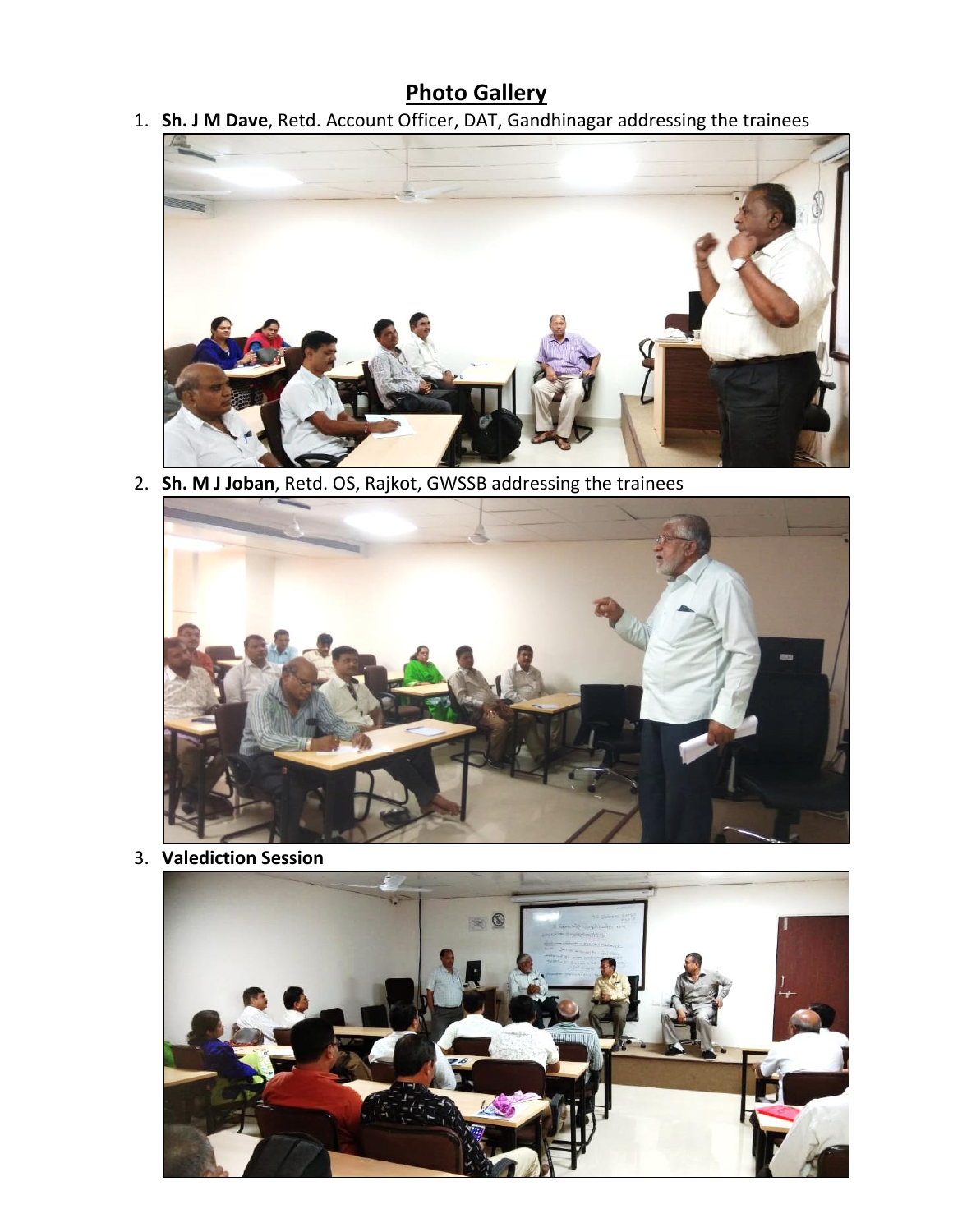# Photo Gallery

1. **Sh. J M Dave**, Retd. Account Officer, DAT, Gandhinagar addressing the trainees

2. **Sh. M J Joban**, Retd. OS, Rajkot, GWSSB addressing the trainees

3. **Valediction Session**